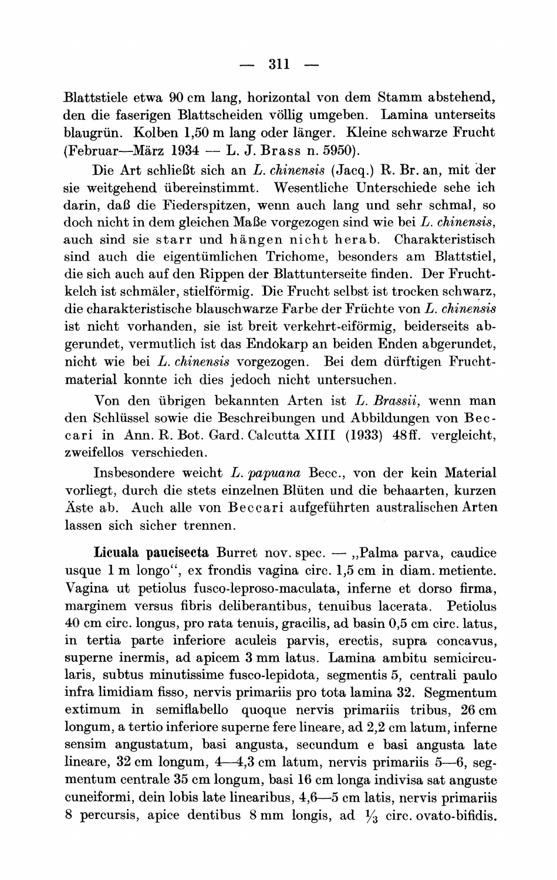Blattstiele etwa 90 cm lang, horizontal von dem Stamm abstehend, den die faserigen Blattscheiden völlig umgeben. Lamina unterseits blaugrün. Kolben 1,50 m lang oder länger. Kleine schwarze Frucht (Februar—März 1934 — L. J. Brass n. 5950).

Die Art schließt sich an *L. chinensis* (Jacq.) R. Br. an, mit der sie weitgehend übereinstimmt. Wesentliche Unterschiede sehe ich darin, daß die Fiederspitzen, wenn auch lang und sehr schmal, so doch nicht in dem gleichen Maße vorgezogen sind wie bei *L. chinensis*, auch sind sie starr und hängen nicht herab. Charakteristisch sind auch die eigentümlichen Trichome, besonders am Blattstiel, die sich auch auf den Rippen der Blattunterseite finden. Der Fruchtkelch ist schmäler, stielförmig. Die Frucht selbst ist trocken schwarz, die charakteristische blauschwarze Farbe der Früchte von *L. chinensis* ist nicht vorhanden, sie ist breit verkehrt-eiförmig, beiderseits abgerundet, vermutlich ist das Endokarp an beiden Enden abgerundet, nicht wie bei *L. chinensis* vorgezogen. Bei dem dürftigen Fruchtmaterial konnte ich dies jedoch nicht untersuchen.

Von den übrigen bekannten Arten ist *L. Brassii*, wenn man den Schlüssel sowie die Beschreibungen und Abbildungen von Beccari in Ann. R. Bot. Gard. Calcutta XIII (1933) 48ff. vergleicht, zweifellos verschieden.

Insbesondere weicht *L. papuana* Becc., von der kein Material vorliegt, durch die stets einzelnen Blüten und die behaarten, kurzen Äste ab. Auch alle von Beccari aufgeführten australischen Arten lassen sich sicher trennen.

**Licuala paucisecta** Burret nov. spec. — „Palma parva, caudice usque 1 m longo", ex frondis vagina circ. 1,5 cm in diam. metiente. Vagina ut petiolus fusco-leproso-maculata, inferne et dorso firma, marginem versus fibris deliberantibus, tenuibus lacerata. Petiolus 40 cm circ. longus, pro rata tenuis, gracilis, ad basin 0,5 cm circ. latus, in tertia parte inferiore aculeis parvis, erectis, supra concavus, superne inermis, ad apicem 3 mm latus. Lamina ambitu semicircularis, subtus minutissime fusco-lepidota, segmentis 5, centrali paulo infra limidiam fisso, nervis primariis pro tota lamina 32. Segmentum extimum in semiflabello quoque nervis primariis tribus, 26 cm longum, a tertio inferiore superne fere lineare, ad 2,2 cm latum, inferne sensim angustatum, basi angusta, secundum e basi angusta late lineare, 32 cm longum, 4—4,3 cm latum, nervis primariis 5—6, segmentum centrale 35 cm longum, basi 16 cm longa indivisa sat anguste cuneiformi, dein lobis late linearibus, 4,6—5 cm latis, nervis primariis 8 percursis, apice dentibus 8 mm longis, ad ⅓ circ. ovato-bifidis.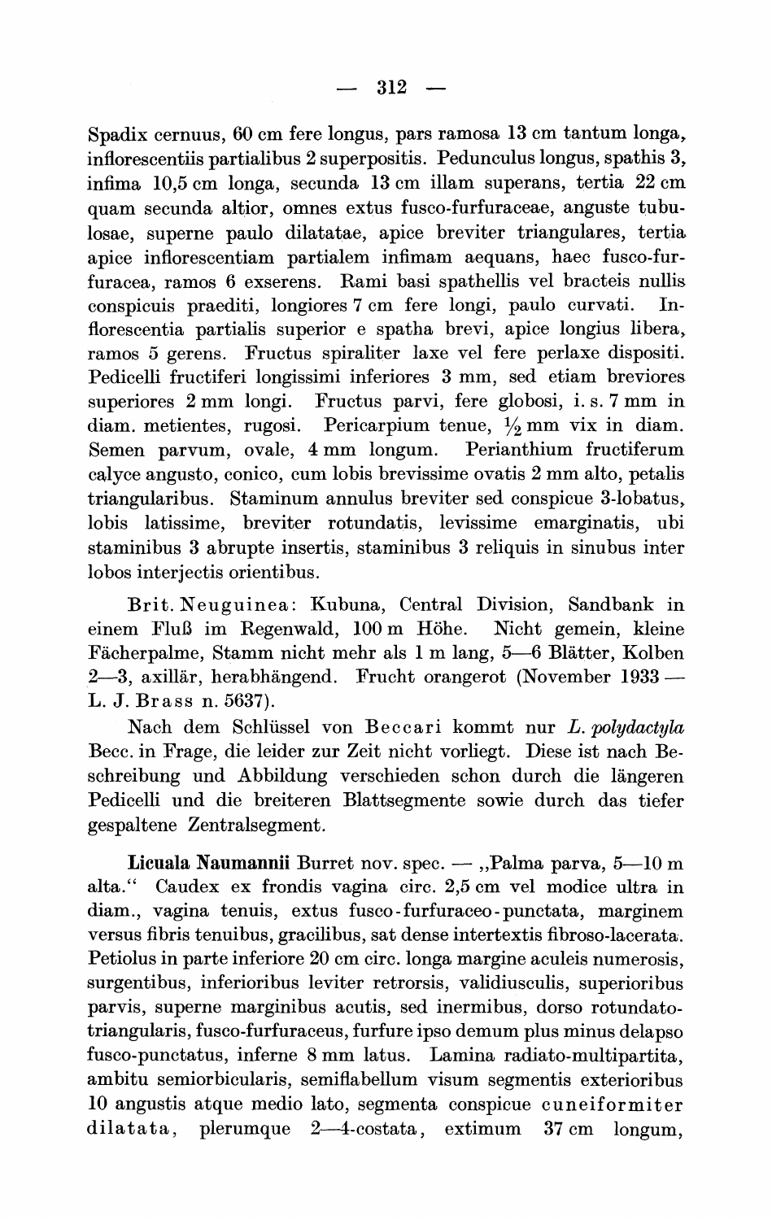Spadix cernuus, 60 cm fere longus, pars ramosa 13 cm tantum longa, inflorescentiis partialibus 2 superpositis. Pedunculus longus, spathis 3, infima 10,5 cm longa, secunda 13 cm illam superans, tertia 22 cm quam secunda altior, omnes extus fusco-furfuraceae, anguste tubulosae, superne paulo dilatatae, apice breviter triangulares, tertia apice inflorescentiam partialem infimam aequans, haec fusco-furfuracea, ramos 6 exserens. Rami basi spathellis vel bracteis nullis conspicuis praediti, longiores 7 cm fere longi, paulo curvati. Inflorescentia partialis superior e spatha brevi, apice longius libera, ramos 5 gerens. Fructus spiraliter laxe vel fere perlaxe dispositi. Pedicelli fructiferi longissimi inferiores 3 mm, sed etiam breviores superiores 2 mm longi. Fructus parvi, fere globosi, i. s. 7 mm in diam. metientes, rugosi. Pericarpium tenue, $\frac{1}{2}$ mm vix in diam. Semen parvum, ovale, 4 mm longum. Perianthium fructiferum calyce angusto, conico, cum lobis brevissime ovatis 2 mm alto, petalis triangularibus. Staminum annulus breviter sed conspicue 3-lobatus, lobis latissime, breviter rotundatis, levissime emarginatis, ubi staminibus 3 abrupte insertis, staminibus 3 reliquis in sinubus inter lobos interjectis orientibus.

Brit. Neuguinea: Kubuna, Central Division, Sandbank in einem Fluß im Regenwald, 100 m Höhe. Nicht gemein, kleine Fächerpalme, Stamm nicht mehr als 1 m lang, 5—6 Blätter, Kolben 2—3, axillär, herabhängend. Frucht orangerot (November 1933 — L. J. Brass n. 5637).

Nach dem Schlüssel von Beccari kommt nur *L. polydactyla* Becc. in Frage, die leider zur Zeit nicht vorliegt. Diese ist nach Beschreibung und Abbildung verschieden schon durch die längeren Pedicelli und die breiteren Blattsegmente sowie durch das tiefer gespaltene Zentralsegment.

**Licuala Naumannii** Burret nov. spec. — „Palma parva, 5—10 m alta." Caudex ex frondis vagina circ. 2,5 cm vel modice ultra in diam., vagina tenuis, extus fusco-furfuraceo-punctata, marginem versus fibris tenuibus, gracilibus, sat dense intertextis fibroso-lacerata. Petiolus in parte inferiore 20 cm circ. longa margine aculeis numerosis, surgentibus, inferioribus leviter retrorsis, validiusculis, superioribus parvis, superne marginibus acutis, sed inermibus, dorso rotundato-triangularis, fusco-furfuraceus, furfure ipso demum plus minus delapso fusco-punctatus, inferne 8 mm latus. Lamina radiato-multipartita, ambitu semiorbicularis, semiflabellum visum segmentis exterioribus 10 angustis atque medio lato, segmenta conspicue cuneiformiter dilatata, plerumque 2—4-costata, extimum 37 cm longum,